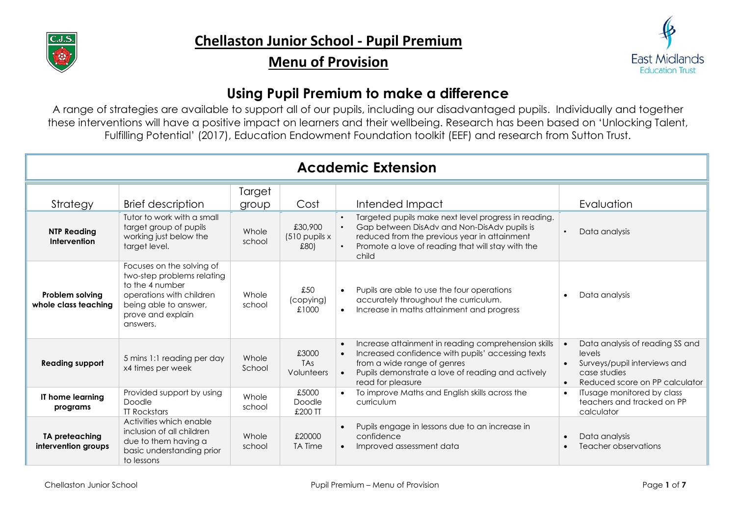# Chellaston Junior School - Pupil Premium

## Menu of Provision

## Using Pupil Premium to make a difference

A range of strategies are available to support all of our pupils, including our disadvantaged pupils. Individually and together these interventions will have a positive impact on learners and their wellbeing. Research has been based on 'Unlocking Talent, Fulfilling Potential' (2017), Education Endowment Foundation toolkit (EEF) and research from Sutton Trust.

### Academic Extension

| Strategy | Brief description | Target group | Cost | Intended Impact | Evaluation |
|---|---|---|---|---|---|
| **NTP Reading Intervention** | Tutor to work with a small target group of pupils working just below the target level. | Whole school | £30,900 (510 pupils x £80) | • Targeted pupils make next level progress in reading.<br>• Gap between DisAdv and Non-DisAdv pupils is reduced from the previous year in attainment<br>• Promote a love of reading that will stay with the child | • Data analysis |
| **Problem solving whole class teaching** | Focuses on the solving of two-step problems relating to the 4 number operations with children being able to answer, prove and explain answers. | Whole school | £50 (copying) £1000 | • Pupils are able to use the four operations accurately throughout the curriculum.<br>• Increase in maths attainment and progress | • Data analysis |
| **Reading support** | 5 mins 1:1 reading per day x4 times per week | Whole School | £3000 TAs Volunteers | • Increase attainment in reading comprehension skills<br>• Increased confidence with pupils' accessing texts from a wide range of genres<br>• Pupils demonstrate a love of reading and actively read for pleasure | • Data analysis of reading SS and levels<br>• Surveys/pupil interviews and case studies<br>• Reduced score on PP calculator |
| **IT home learning programs** | Provided support by using Doodle<br>TT Rockstars | Whole school | £5000 Doodle £200 TT | • To improve Maths and English skills across the curriculum | • ITusage monitored by class teachers and tracked on PP calculator |
| **TA preteaching intervention groups** | Activities which enable inclusion of all children due to them having a basic understanding prior to lessons | Whole school | £20000 TA Time | • Pupils engage in lessons due to an increase in confidence<br>• Improved assessment data | • Data analysis<br>• Teacher observations |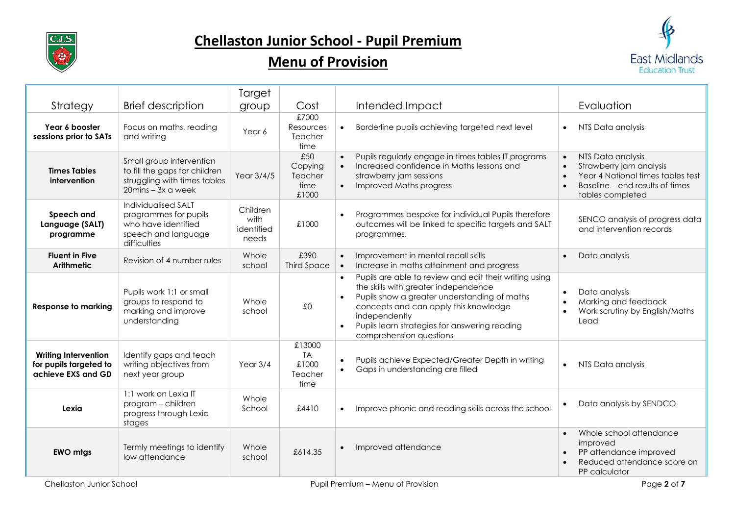# Chellaston Junior School - Pupil Premium

## Menu of Provision

| Strategy | Brief description | Target group | Cost | Intended Impact | Evaluation |
|---|---|---|---|---|---|
| **Year 6 booster sessions prior to SATs** | Focus on maths, reading and writing | Year 6 | £7000 Resources Teacher time | • Borderline pupils achieving targeted next level | • NTS Data analysis |
| **Times Tables intervention** | Small group intervention to fill the gaps for children struggling with times tables 20mins – 3x a week | Year 3/4/5 | £50 Copying Teacher time £1000 | • Pupils regularly engage in times tables IT programs<br>• Increased confidence in Maths lessons and strawberry jam sessions<br>• Improved Maths progress | • NTS Data analysis<br>• Strawberry jam analysis<br>• Year 4 National times tables test<br>• Baseline – end results of times tables completed |
| **Speech and Language (SALT) programme** | Individualised SALT programmes for pupils who have identified speech and language difficulties | Children with identified needs | £1000 | • Programmes bespoke for individual Pupils therefore outcomes will be linked to specific targets and SALT programmes. | SENCO analysis of progress data and intervention records |
| **Fluent in Five Arithmetic** | Revision of 4 number rules | Whole school | £390 Third Space | • Improvement in mental recall skills<br>• Increase in maths attainment and progress | • Data analysis |
| **Response to marking** | Pupils work 1:1 or small groups to respond to marking and improve understanding | Whole school | £0 | • Pupils are able to review and edit their writing using the skills with greater independence<br>• Pupils show a greater understanding of maths concepts and can apply this knowledge independently<br>• Pupils learn strategies for answering reading comprehension questions | • Data analysis<br>• Marking and feedback<br>• Work scrutiny by English/Maths Lead |
| **Writing Intervention for pupils targeted to achieve EXS and GD** | Identify gaps and teach writing objectives from next year group | Year 3/4 | £13000 TA £1000 Teacher time | • Pupils achieve Expected/Greater Depth in writing<br>• Gaps in understanding are filled | • NTS Data analysis |
| **Lexia** | 1:1 work on Lexia IT program – children progress through Lexia stages | Whole School | £4410 | • Improve phonic and reading skills across the school | • Data analysis by SENDCO |
| **EWO mtgs** | Termly meetings to identify low attendance | Whole school | £614.35 | • Improved attendance | • Whole school attendance improved<br>• PP attendance improved<br>• Reduced attendance score on PP calculator |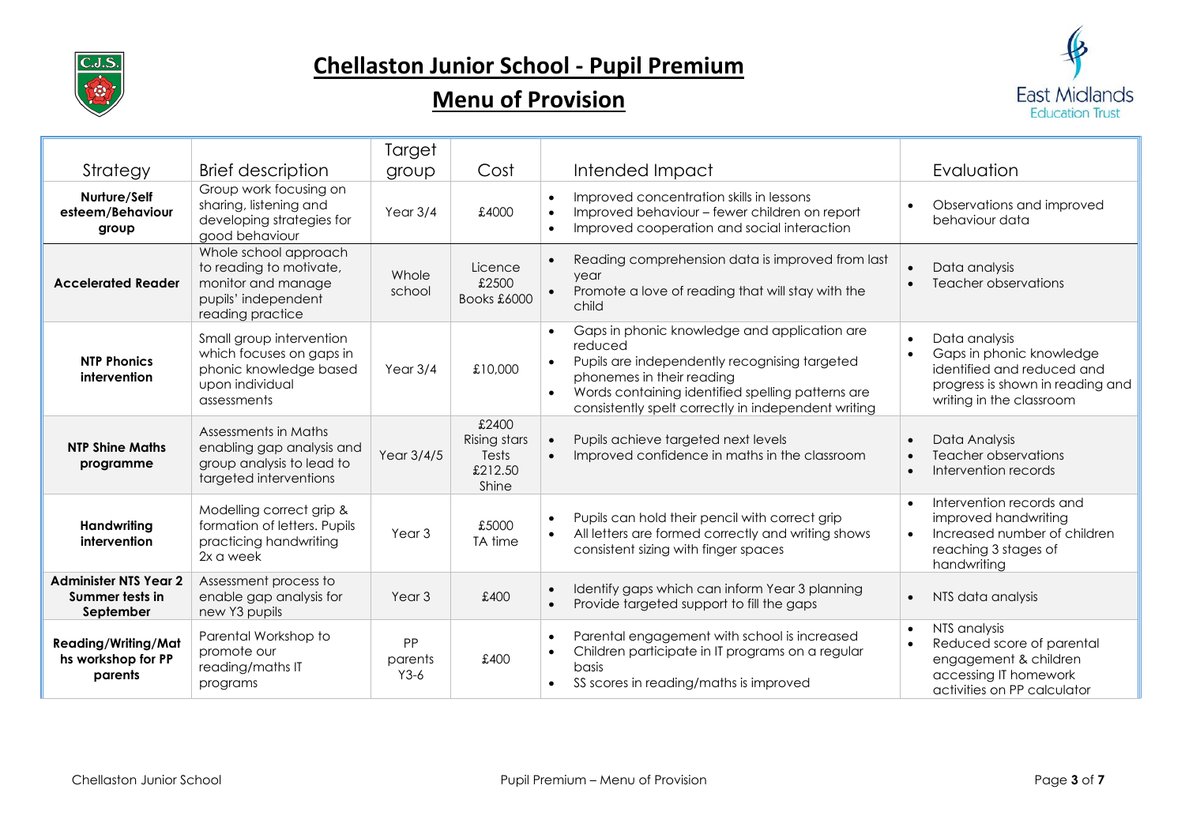# Chellaston Junior School - Pupil Premium

## Menu of Provision

| Strategy | Brief description | Target group | Cost | Intended Impact | Evaluation |
|---|---|---|---|---|---|
| **Nurture/Self esteem/Behaviour group** | Group work focusing on sharing, listening and developing strategies for good behaviour | Year 3/4 | £4000 | • Improved concentration skills in lessons<br>• Improved behaviour – fewer children on report<br>• Improved cooperation and social interaction | • Observations and improved behaviour data |
| **Accelerated Reader** | Whole school approach to reading to motivate, monitor and manage pupils' independent reading practice | Whole school | Licence £2500 Books £6000 | • Reading comprehension data is improved from last year<br>• Promote a love of reading that will stay with the child | • Data analysis<br>• Teacher observations |
| **NTP Phonics intervention** | Small group intervention which focuses on gaps in phonic knowledge based upon individual assessments | Year 3/4 | £10,000 | • Gaps in phonic knowledge and application are reduced<br>• Pupils are independently recognising targeted phonemes in their reading<br>• Words containing identified spelling patterns are consistently spelt correctly in independent writing | • Data analysis<br>• Gaps in phonic knowledge identified and reduced and progress is shown in reading and writing in the classroom |
| **NTP Shine Maths programme** | Assessments in Maths enabling gap analysis and group analysis to lead to targeted interventions | Year 3/4/5 | £2400 Rising stars Tests £212.50 Shine | • Pupils achieve targeted next levels<br>• Improved confidence in maths in the classroom | • Data Analysis<br>• Teacher observations<br>• Intervention records |
| **Handwriting intervention** | Modelling correct grip & formation of letters. Pupils practicing handwriting 2x a week | Year 3 | £5000 TA time | • Pupils can hold their pencil with correct grip<br>• All letters are formed correctly and writing shows consistent sizing with finger spaces | • Intervention records and improved handwriting<br>• Increased number of children reaching 3 stages of handwriting |
| **Administer NTS Year 2 Summer tests in September** | Assessment process to enable gap analysis for new Y3 pupils | Year 3 | £400 | • Identify gaps which can inform Year 3 planning<br>• Provide targeted support to fill the gaps | • NTS data analysis |
| **Reading/Writing/Maths workshop for PP parents** | Parental Workshop to promote our reading/maths IT programs | PP parents Y3-6 | £400 | • Parental engagement with school is increased<br>• Children participate in IT programs on a regular basis<br>• SS scores in reading/maths is improved | • NTS analysis<br>• Reduced score of parental engagement & children accessing IT homework activities on PP calculator |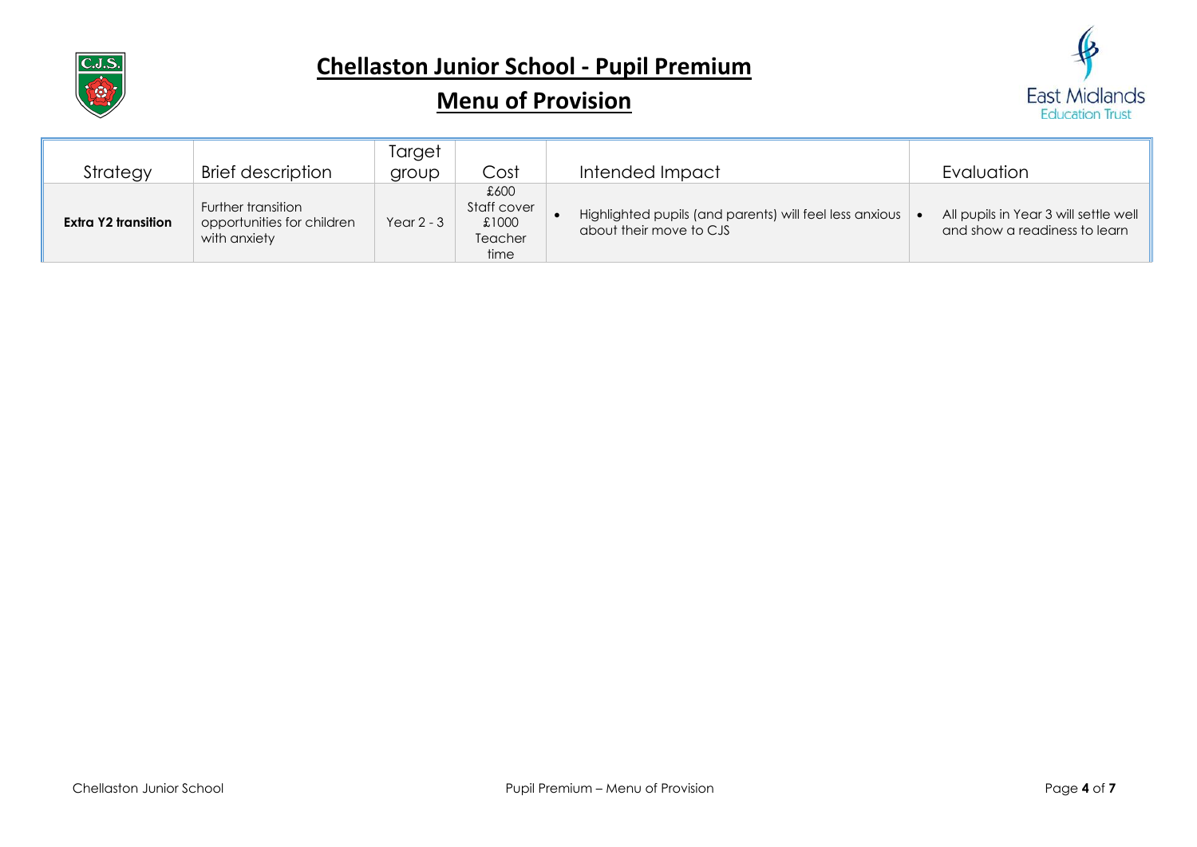# Chellaston Junior School - Pupil Premium

## Menu of Provision

| Strategy | Brief description | Target group | Cost | Intended Impact | Evaluation |
|---|---|---|---|---|---|
| **Extra Y2 transition** | Further transition opportunities for children with anxiety | Year 2 - 3 | £600 Staff cover £1000 Teacher time | • Highlighted pupils (and parents) will feel less anxious about their move to CJS | • All pupils in Year 3 will settle well and show a readiness to learn |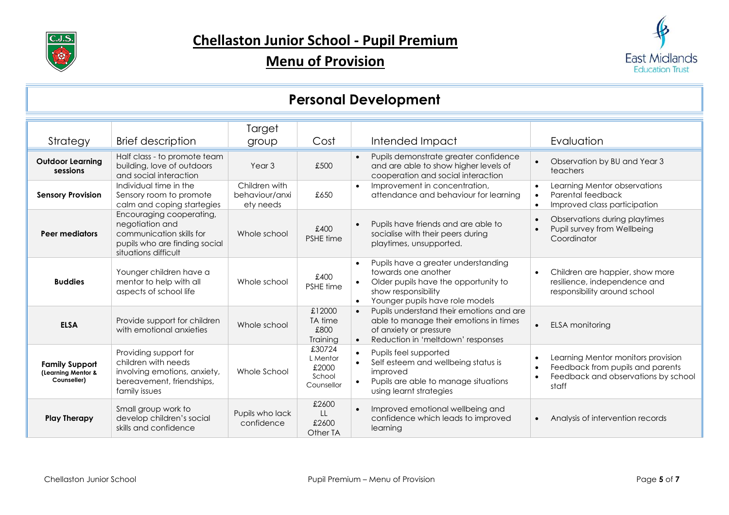# Chellaston Junior School - Pupil Premium

## Menu of Provision

### Personal Development

| Strategy | Brief description | Target group | Cost | Intended Impact | Evaluation |
|---|---|---|---|---|---|
| **Outdoor Learning sessions** | Half class - to promote team building, love of outdoors and social interaction | Year 3 | £500 | • Pupils demonstrate greater confidence and are able to show higher levels of cooperation and social interaction | • Observation by BU and Year 3 teachers |
| **Sensory Provision** | Individual time in the Sensory room to promote calm and coping startegies | Children with behaviour/anxiety needs | £650 | • Improvement in concentration, attendance and behaviour for learning | • Learning Mentor observations<br>• Parental feedback<br>• Improved class participation |
| **Peer mediators** | Encouraging cooperating, negotiation and communication skills for pupils who are finding social situations difficult | Whole school | £400 PSHE time | • Pupils have friends and are able to socialise with their peers during playtimes, unsupported. | • Observations during playtimes<br>• Pupil survey from Wellbeing Coordinator |
| **Buddies** | Younger children have a mentor to help with all aspects of school life | Whole school | £400 PSHE time | • Pupils have a greater understanding towards one another<br>• Older pupils have the opportunity to show responsibility<br>• Younger pupils have role models | • Children are happier, show more resilience, independence and responsibility around school |
| **ELSA** | Provide support for children with emotional anxieties | Whole school | £12000 TA time £800 Training | • Pupils understand their emotions and are able to manage their emotions in times of anxiety or pressure<br>• Reduction in 'meltdown' responses | • ELSA monitoring |
| **Family Support (Learning Mentor & Counseller)** | Providing support for children with needs involving emotions, anxiety, bereavement, friendships, family issues | Whole School | £30724 L Mentor £2000 School Counsellor | • Pupils feel supported<br>• Self esteem and wellbeing status is improved<br>• Pupils are able to manage situations using learnt strategies | • Learning Mentor monitors provision<br>• Feedback from pupils and parents<br>• Feedback and observations by school staff |
| **Play Therapy** | Small group work to develop children's social skills and confidence | Pupils who lack confidence | £2600 LL £2600 Other TA | • Improved emotional wellbeing and confidence which leads to improved learning | • Analysis of intervention records |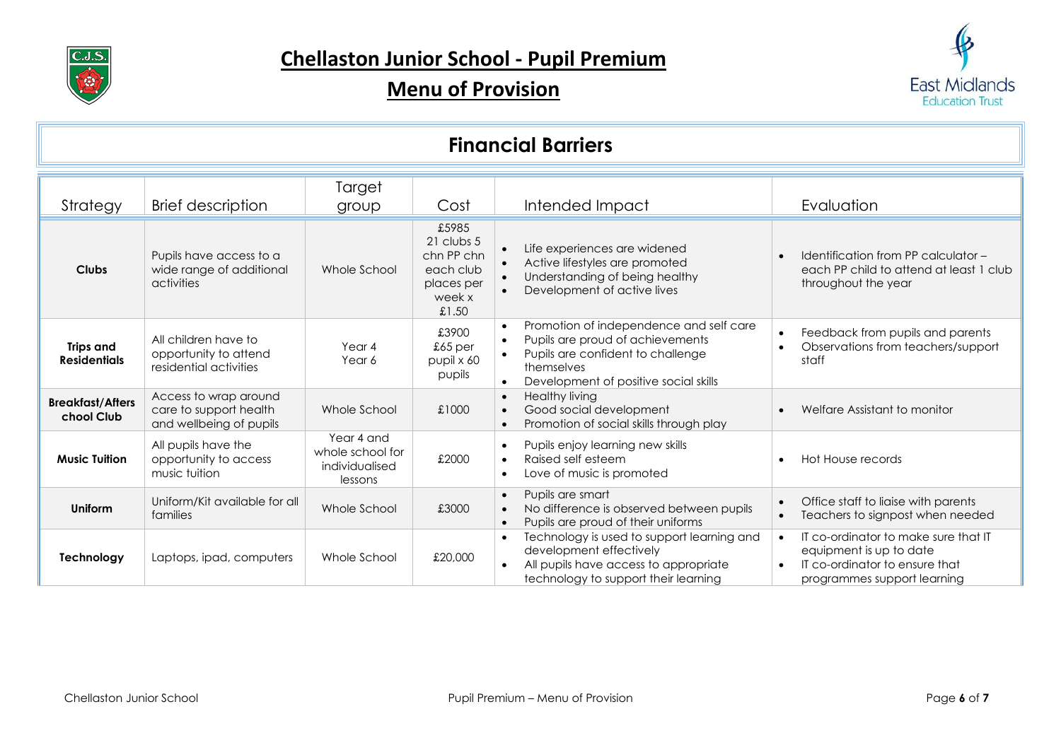# Chellaston Junior School - Pupil Premium

## Menu of Provision

## Financial Barriers

| Strategy | Brief description | Target group | Cost | Intended Impact | Evaluation |
|---|---|---|---|---|---|
| **Clubs** | Pupils have access to a wide range of additional activities | Whole School | £5985 21 clubs 5 chn PP chn each club places per week x £1.50 | • Life experiences are widened<br>• Active lifestyles are promoted<br>• Understanding of being healthy<br>• Development of active lives | • Identification from PP calculator – each PP child to attend at least 1 club throughout the year |
| **Trips and Residentials** | All children have to opportunity to attend residential activities | Year 4<br>Year 6 | £3900 £65 per pupil x 60 pupils | • Promotion of independence and self care<br>• Pupils are proud of achievements<br>• Pupils are confident to challenge themselves<br>• Development of positive social skills | • Feedback from pupils and parents<br>• Observations from teachers/support staff |
| **Breakfast/Afterschool Club** | Access to wrap around care to support health and wellbeing of pupils | Whole School | £1000 | • Healthy living<br>• Good social development<br>• Promotion of social skills through play | • Welfare Assistant to monitor |
| **Music Tuition** | All pupils have the opportunity to access music tuition | Year 4 and whole school for individualised lessons | £2000 | • Pupils enjoy learning new skills<br>• Raised self esteem<br>• Love of music is promoted | • Hot House records |
| **Uniform** | Uniform/Kit available for all families | Whole School | £3000 | • Pupils are smart<br>• No difference is observed between pupils<br>• Pupils are proud of their uniforms | • Office staff to liaise with parents<br>• Teachers to signpost when needed |
| **Technology** | Laptops, ipad, computers | Whole School | £20,000 | • Technology is used to support learning and development effectively<br>• All pupils have access to appropriate technology to support their learning | • IT co-ordinator to make sure that IT equipment is up to date<br>• IT co-ordinator to ensure that programmes support learning |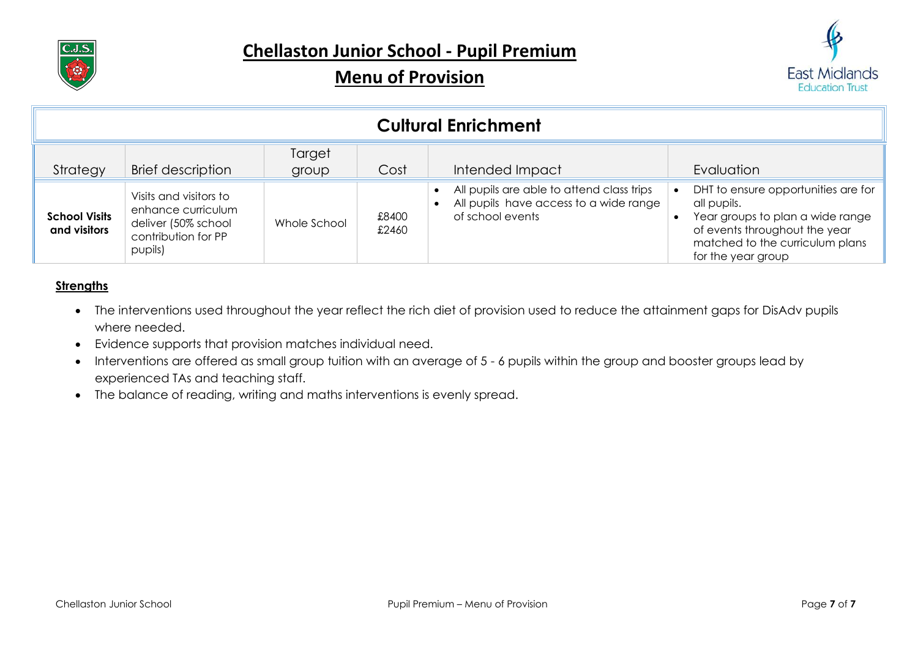# Chellaston Junior School - Pupil Premium

## Menu of Provision

### Cultural Enrichment

| Strategy | Brief description | Target group | Cost | Intended Impact | Evaluation |
|---|---|---|---|---|---|
| **School Visits and visitors** | Visits and visitors to enhance curriculum deliver (50% school contribution for PP pupils) | Whole School | £8400 £2460 | • All pupils are able to attend class trips<br>• All pupils have access to a wide range of school events | • DHT to ensure opportunities are for all pupils.<br>• Year groups to plan a wide range of events throughout the year matched to the curriculum plans for the year group |

**Strengths**

- The interventions used throughout the year reflect the rich diet of provision used to reduce the attainment gaps for DisAdv pupils where needed.
- Evidence supports that provision matches individual need.
- Interventions are offered as small group tuition with an average of 5 - 6 pupils within the group and booster groups lead by experienced TAs and teaching staff.
- The balance of reading, writing and maths interventions is evenly spread.